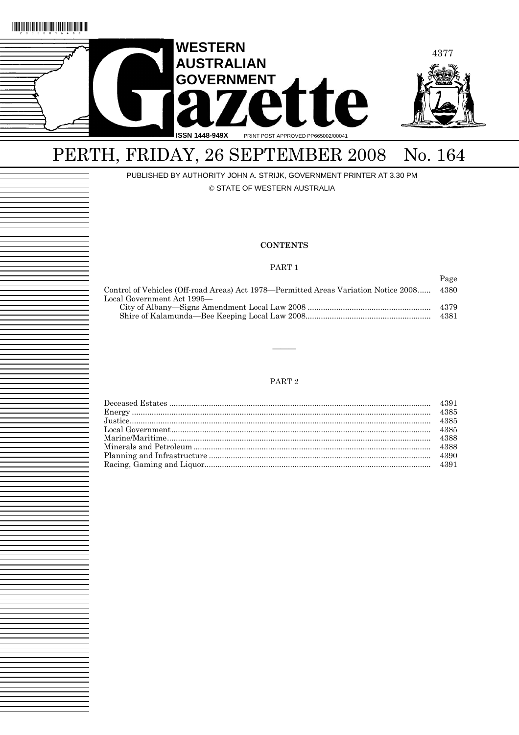# WESTERN AUSTRALIAN GOVERNMENT Gazette

ISSN 1448-949X PRINT POST APPROVED PP665002/00041

## PERTH, FRIDAY, 26 SEPTEMBER 2008 No. 164

PUBLISHED BY AUTHORITY JOHN A. STRIJK, GOVERNMENT PRINTER AT 3.30 PM

© STATE OF WESTERN AUSTRALIA

### CONTENTS

#### PART 1

| | Page |
|---|---|
| Control of Vehicles (Off-road Areas) Act 1978—Permitted Areas Variation Notice 2008 | 4380 |
| Local Government Act 1995— | |
| City of Albany—Signs Amendment Local Law 2008 | 4379 |
| Shire of Kalamunda—Bee Keeping Local Law 2008 | 4381 |

———

#### PART 2

| | |
|---|---|
| Deceased Estates | 4391 |
| Energy | 4385 |
| Justice | 4385 |
| Local Government | 4385 |
| Marine/Maritime | 4388 |
| Minerals and Petroleum | 4388 |
| Planning and Infrastructure | 4390 |
| Racing, Gaming and Liquor | 4391 |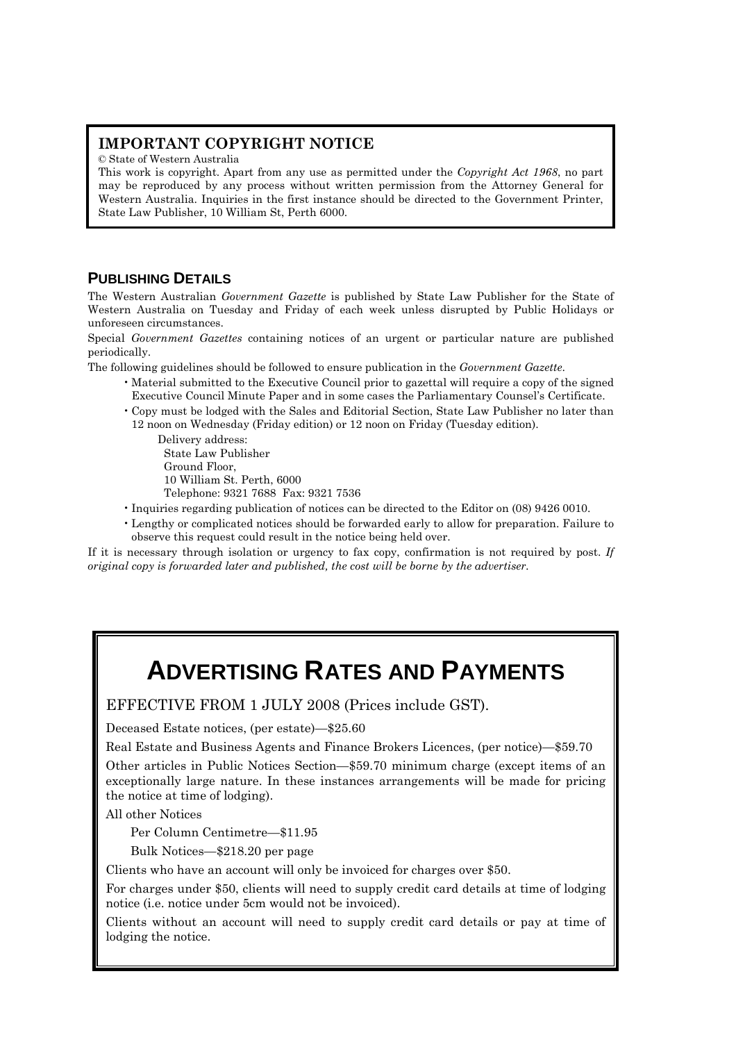## IMPORTANT COPYRIGHT NOTICE

© State of Western Australia

This work is copyright. Apart from any use as permitted under the *Copyright Act 1968*, no part may be reproduced by any process without written permission from the Attorney General for Western Australia. Inquiries in the first instance should be directed to the Government Printer, State Law Publisher, 10 William St, Perth 6000.

## PUBLISHING DETAILS

The Western Australian *Government Gazette* is published by State Law Publisher for the State of Western Australia on Tuesday and Friday of each week unless disrupted by Public Holidays or unforeseen circumstances.

Special *Government Gazettes* containing notices of an urgent or particular nature are published periodically.

The following guidelines should be followed to ensure publication in the *Government Gazette*.

- Material submitted to the Executive Council prior to gazettal will require a copy of the signed Executive Council Minute Paper and in some cases the Parliamentary Counsel's Certificate.
- Copy must be lodged with the Sales and Editorial Section, State Law Publisher no later than 12 noon on Wednesday (Friday edition) or 12 noon on Friday (Tuesday edition).

  Delivery address:  
  State Law Publisher  
  Ground Floor,  
  10 William St. Perth, 6000  
  Telephone: 9321 7688 Fax: 9321 7536

- Inquiries regarding publication of notices can be directed to the Editor on (08) 9426 0010.
- Lengthy or complicated notices should be forwarded early to allow for preparation. Failure to observe this request could result in the notice being held over.

If it is necessary through isolation or urgency to fax copy, confirmation is not required by post. *If original copy is forwarded later and published, the cost will be borne by the advertiser.*

# ADVERTISING RATES AND PAYMENTS

EFFECTIVE FROM 1 JULY 2008 (Prices include GST).

Deceased Estate notices, (per estate)—$25.60

Real Estate and Business Agents and Finance Brokers Licences, (per notice)—$59.70

Other articles in Public Notices Section—$59.70 minimum charge (except items of an exceptionally large nature. In these instances arrangements will be made for pricing the notice at time of lodging).

All other Notices

Per Column Centimetre—$11.95

Bulk Notices—$218.20 per page

Clients who have an account will only be invoiced for charges over $50.

For charges under $50, clients will need to supply credit card details at time of lodging notice (i.e. notice under 5cm would not be invoiced).

Clients without an account will need to supply credit card details or pay at time of lodging the notice.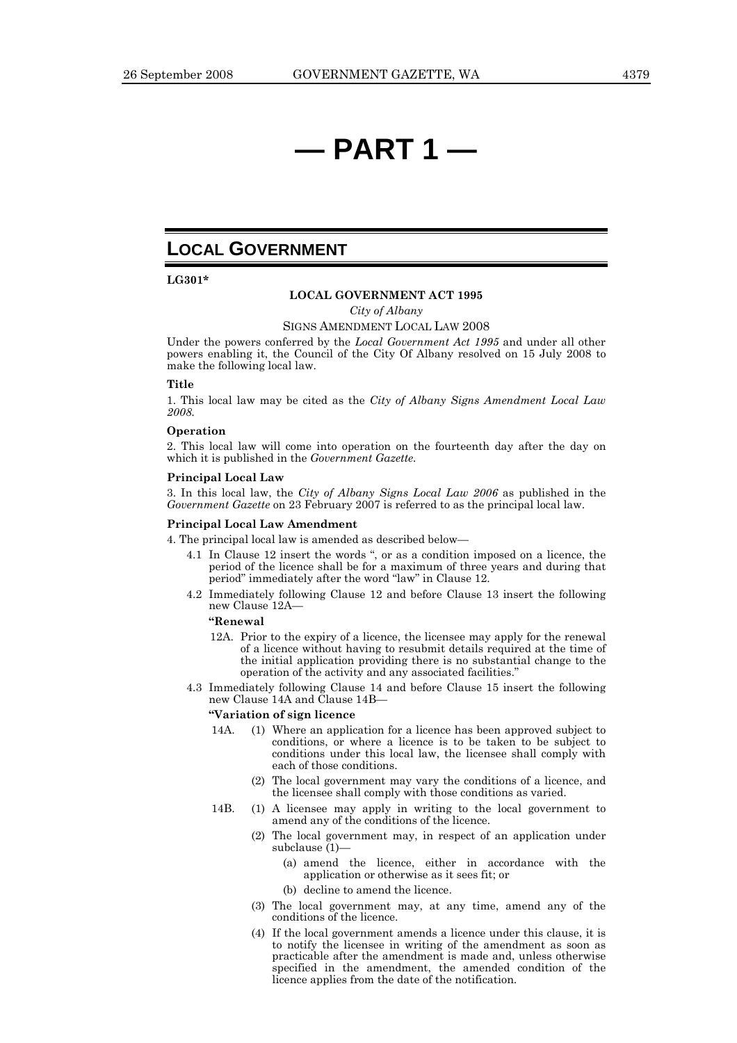# — PART 1 —

## LOCAL GOVERNMENT

**LG301***

**LOCAL GOVERNMENT ACT 1995**

*City of Albany*

SIGNS AMENDMENT LOCAL LAW 2008

Under the powers conferred by the *Local Government Act 1995* and under all other powers enabling it, the Council of the City Of Albany resolved on 15 July 2008 to make the following local law.

**Title**

1. This local law may be cited as the *City of Albany Signs Amendment Local Law 2008.*

**Operation**

2. This local law will come into operation on the fourteenth day after the day on which it is published in the *Government Gazette.*

**Principal Local Law**

3. In this local law, the *City of Albany Signs Local Law 2006* as published in the *Government Gazette* on 23 February 2007 is referred to as the principal local law.

**Principal Local Law Amendment**

4. The principal local law is amended as described below—

4.1 In Clause 12 insert the words ", or as a condition imposed on a licence, the period of the licence shall be for a maximum of three years and during that period" immediately after the word "law" in Clause 12.

4.2 Immediately following Clause 12 and before Clause 13 insert the following new Clause 12A—

**"Renewal**

12A. Prior to the expiry of a licence, the licensee may apply for the renewal of a licence without having to resubmit details required at the time of the initial application providing there is no substantial change to the operation of the activity and any associated facilities."

4.3 Immediately following Clause 14 and before Clause 15 insert the following new Clause 14A and Clause 14B—

**"Variation of sign licence**

14A. (1) Where an application for a licence has been approved subject to conditions, or where a licence is to be taken to be subject to conditions under this local law, the licensee shall comply with each of those conditions.

(2) The local government may vary the conditions of a licence, and the licensee shall comply with those conditions as varied.

14B. (1) A licensee may apply in writing to the local government to amend any of the conditions of the licence.

(2) The local government may, in respect of an application under subclause (1)—

(a) amend the licence, either in accordance with the application or otherwise as it sees fit; or

(b) decline to amend the licence.

(3) The local government may, at any time, amend any of the conditions of the licence.

(4) If the local government amends a licence under this clause, it is to notify the licensee in writing of the amendment as soon as practicable after the amendment is made and, unless otherwise specified in the amendment, the amended condition of the licence applies from the date of the notification.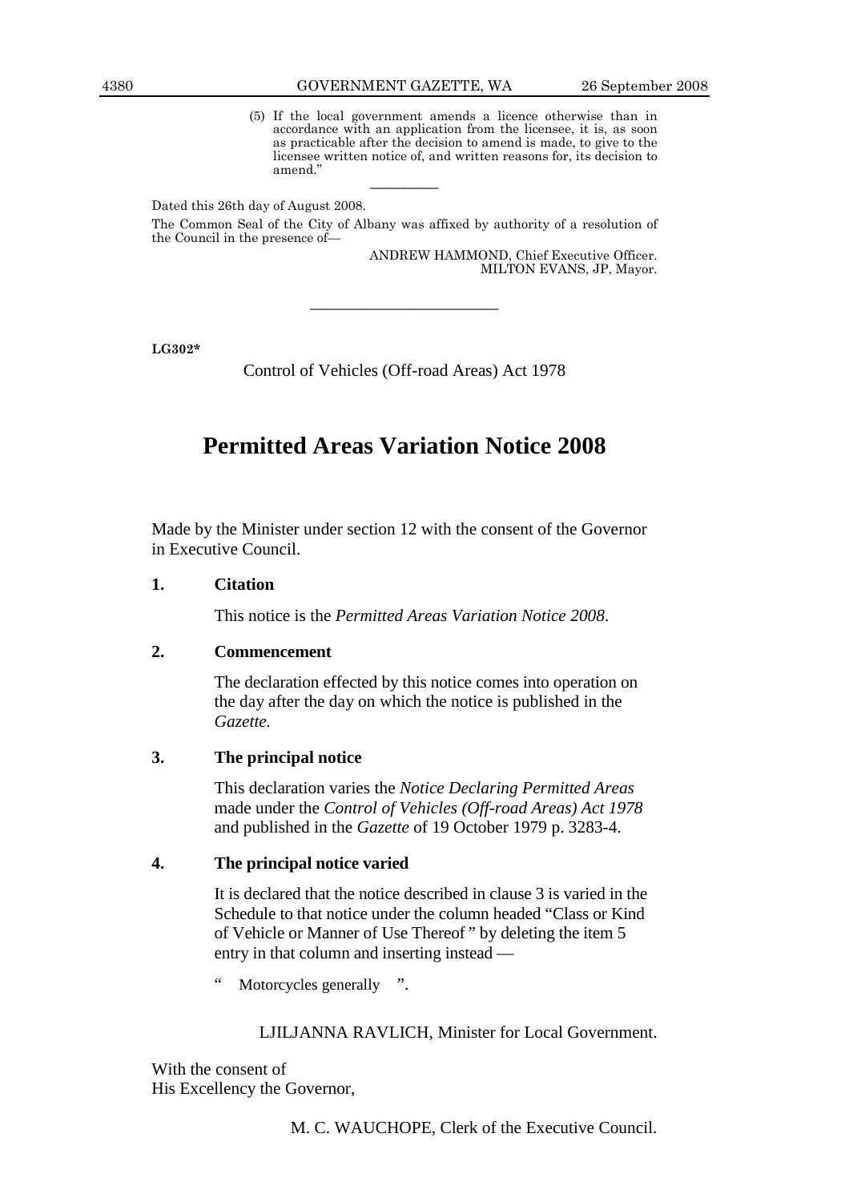(5) If the local government amends a licence otherwise than in accordance with an application from the licensee, it is, as soon as practicable after the decision to amend is made, to give to the licensee written notice of, and written reasons for, its decision to amend."

———————

Dated this 26th day of August 2008.

The Common Seal of the City of Albany was affixed by authority of a resolution of the Council in the presence of—

ANDREW HAMMOND, Chief Executive Officer.
MILTON EVANS, JP, Mayor.

———————————

**LG302***

Control of Vehicles (Off-road Areas) Act 1978

# Permitted Areas Variation Notice 2008

Made by the Minister under section 12 with the consent of the Governor in Executive Council.

**1. Citation**

This notice is the *Permitted Areas Variation Notice 2008*.

**2. Commencement**

The declaration effected by this notice comes into operation on the day after the day on which the notice is published in the *Gazette.*

**3. The principal notice**

This declaration varies the *Notice Declaring Permitted Areas* made under the *Control of Vehicles (Off-road Areas) Act 1978* and published in the *Gazette* of 19 October 1979 p. 3283-4.

**4. The principal notice varied**

It is declared that the notice described in clause 3 is varied in the Schedule to that notice under the column headed "Class or Kind of Vehicle or Manner of Use Thereof " by deleting the item 5 entry in that column and inserting instead —

" Motorcycles generally ".

LJILJANNA RAVLICH, Minister for Local Government.

With the consent of
His Excellency the Governor,

M. C. WAUCHOPE, Clerk of the Executive Council.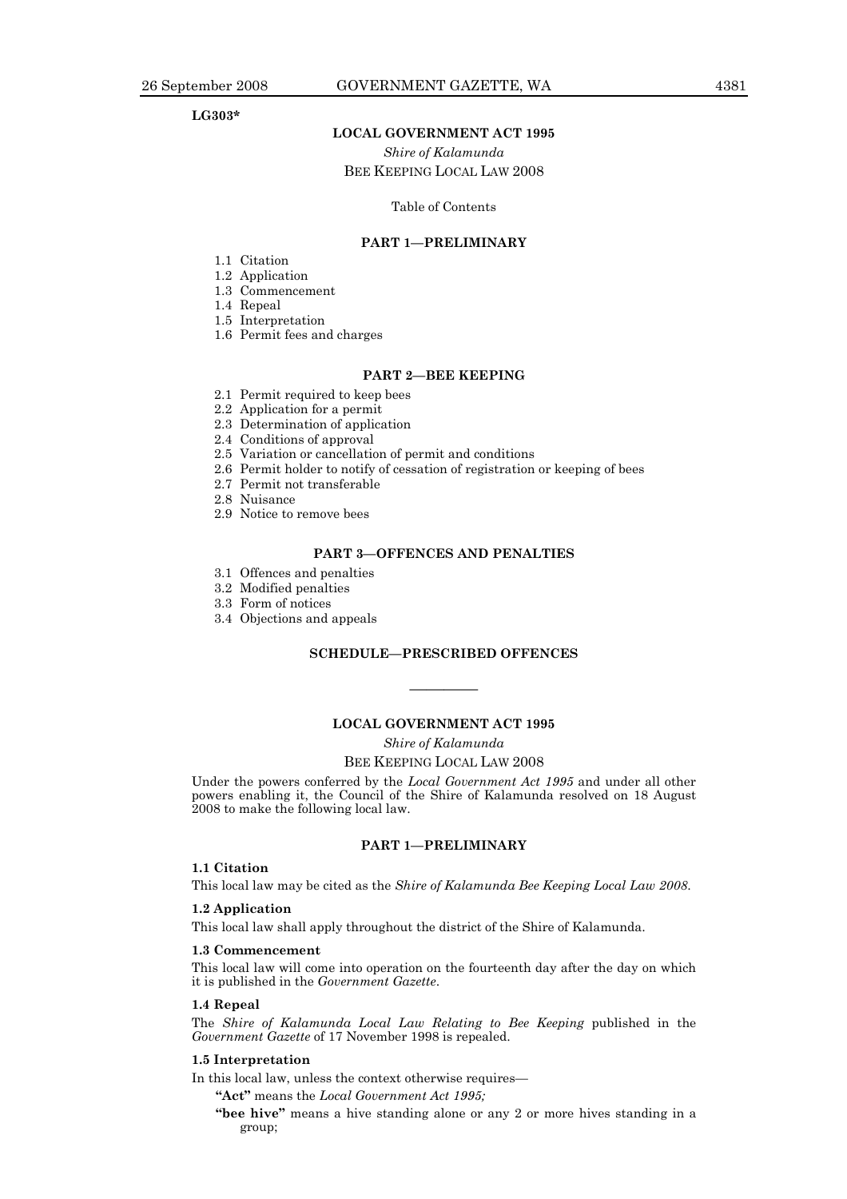**LG303***

## LOCAL GOVERNMENT ACT 1995

*Shire of Kalamunda*

BEE KEEPING LOCAL LAW 2008

Table of Contents

### PART 1—PRELIMINARY

1.1 Citation
1.2 Application
1.3 Commencement
1.4 Repeal
1.5 Interpretation
1.6 Permit fees and charges

### PART 2—BEE KEEPING

2.1 Permit required to keep bees
2.2 Application for a permit
2.3 Determination of application
2.4 Conditions of approval
2.5 Variation or cancellation of permit and conditions
2.6 Permit holder to notify of cessation of registration or keeping of bees
2.7 Permit not transferable
2.8 Nuisance
2.9 Notice to remove bees

### PART 3—OFFENCES AND PENALTIES

3.1 Offences and penalties
3.2 Modified penalties
3.3 Form of notices
3.4 Objections and appeals

### SCHEDULE—PRESCRIBED OFFENCES

---

## LOCAL GOVERNMENT ACT 1995

*Shire of Kalamunda*

BEE KEEPING LOCAL LAW 2008

Under the powers conferred by the *Local Government Act 1995* and under all other powers enabling it, the Council of the Shire of Kalamunda resolved on 18 August 2008 to make the following local law.

### PART 1—PRELIMINARY

**1.1 Citation**

This local law may be cited as the *Shire of Kalamunda Bee Keeping Local Law 2008*.

**1.2 Application**

This local law shall apply throughout the district of the Shire of Kalamunda.

**1.3 Commencement**

This local law will come into operation on the fourteenth day after the day on which it is published in the *Government Gazette*.

**1.4 Repeal**

The *Shire of Kalamunda Local Law Relating to Bee Keeping* published in the *Government Gazette* of 17 November 1998 is repealed.

**1.5 Interpretation**

In this local law, unless the context otherwise requires—

**"Act"** means the *Local Government Act 1995;*

**"bee hive"** means a hive standing alone or any 2 or more hives standing in a group;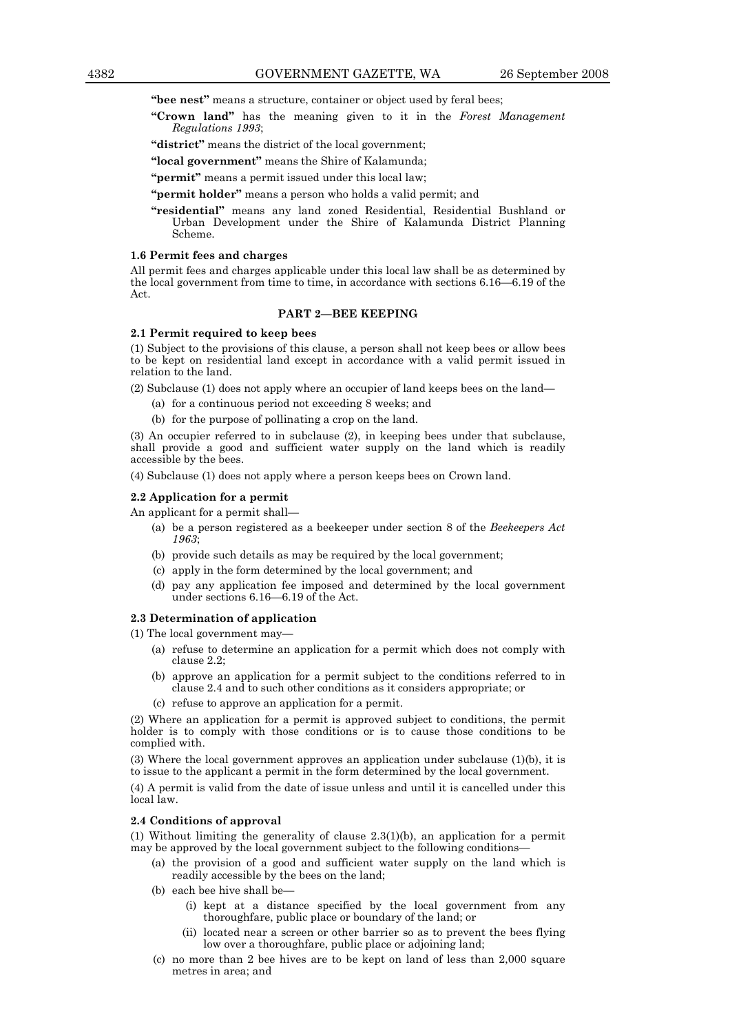**"bee nest"** means a structure, container or object used by feral bees;

**"Crown land"** has the meaning given to it in the *Forest Management Regulations 1993*;

**"district"** means the district of the local government;

**"local government"** means the Shire of Kalamunda;

**"permit"** means a permit issued under this local law;

**"permit holder"** means a person who holds a valid permit; and

**"residential"** means any land zoned Residential, Residential Bushland or Urban Development under the Shire of Kalamunda District Planning Scheme.

**1.6 Permit fees and charges**

All permit fees and charges applicable under this local law shall be as determined by the local government from time to time, in accordance with sections 6.16—6.19 of the Act.

## PART 2—BEE KEEPING

**2.1 Permit required to keep bees**

(1) Subject to the provisions of this clause, a person shall not keep bees or allow bees to be kept on residential land except in accordance with a valid permit issued in relation to the land.

(2) Subclause (1) does not apply where an occupier of land keeps bees on the land—

(a) for a continuous period not exceeding 8 weeks; and

(b) for the purpose of pollinating a crop on the land.

(3) An occupier referred to in subclause (2), in keeping bees under that subclause, shall provide a good and sufficient water supply on the land which is readily accessible by the bees.

(4) Subclause (1) does not apply where a person keeps bees on Crown land.

**2.2 Application for a permit**

An applicant for a permit shall—

(a) be a person registered as a beekeeper under section 8 of the *Beekeepers Act 1963*;

(b) provide such details as may be required by the local government;

(c) apply in the form determined by the local government; and

(d) pay any application fee imposed and determined by the local government under sections 6.16—6.19 of the Act.

**2.3 Determination of application**

(1) The local government may—

(a) refuse to determine an application for a permit which does not comply with clause 2.2;

(b) approve an application for a permit subject to the conditions referred to in clause 2.4 and to such other conditions as it considers appropriate; or

(c) refuse to approve an application for a permit.

(2) Where an application for a permit is approved subject to conditions, the permit holder is to comply with those conditions or is to cause those conditions to be complied with.

(3) Where the local government approves an application under subclause (1)(b), it is to issue to the applicant a permit in the form determined by the local government.

(4) A permit is valid from the date of issue unless and until it is cancelled under this local law.

**2.4 Conditions of approval**

(1) Without limiting the generality of clause 2.3(1)(b), an application for a permit may be approved by the local government subject to the following conditions—

(a) the provision of a good and sufficient water supply on the land which is readily accessible by the bees on the land;

(b) each bee hive shall be—

(i) kept at a distance specified by the local government from any thoroughfare, public place or boundary of the land; or

(ii) located near a screen or other barrier so as to prevent the bees flying low over a thoroughfare, public place or adjoining land;

(c) no more than 2 bee hives are to be kept on land of less than 2,000 square metres in area; and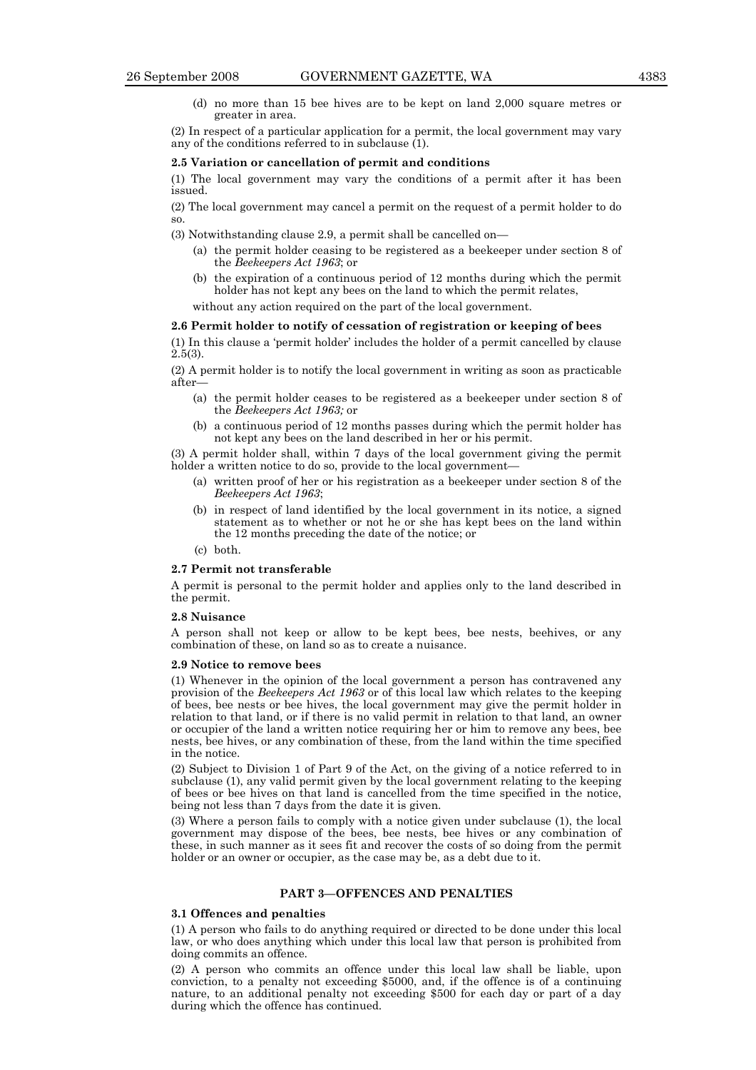(d) no more than 15 bee hives are to be kept on land 2,000 square metres or greater in area.

(2) In respect of a particular application for a permit, the local government may vary any of the conditions referred to in subclause (1).

**2.5 Variation or cancellation of permit and conditions**

(1) The local government may vary the conditions of a permit after it has been issued.

(2) The local government may cancel a permit on the request of a permit holder to do so.

(3) Notwithstanding clause 2.9, a permit shall be cancelled on—

- (a) the permit holder ceasing to be registered as a beekeeper under section 8 of the *Beekeepers Act 1963*; or
- (b) the expiration of a continuous period of 12 months during which the permit holder has not kept any bees on the land to which the permit relates,

without any action required on the part of the local government.

**2.6 Permit holder to notify of cessation of registration or keeping of bees**

(1) In this clause a 'permit holder' includes the holder of a permit cancelled by clause 2.5(3).

(2) A permit holder is to notify the local government in writing as soon as practicable after—

- (a) the permit holder ceases to be registered as a beekeeper under section 8 of the *Beekeepers Act 1963;* or
- (b) a continuous period of 12 months passes during which the permit holder has not kept any bees on the land described in her or his permit.

(3) A permit holder shall, within 7 days of the local government giving the permit holder a written notice to do so, provide to the local government—

- (a) written proof of her or his registration as a beekeeper under section 8 of the *Beekeepers Act 1963*;
- (b) in respect of land identified by the local government in its notice, a signed statement as to whether or not he or she has kept bees on the land within the 12 months preceding the date of the notice; or
- (c) both.

**2.7 Permit not transferable**

A permit is personal to the permit holder and applies only to the land described in the permit.

**2.8 Nuisance**

A person shall not keep or allow to be kept bees, bee nests, beehives, or any combination of these, on land so as to create a nuisance.

**2.9 Notice to remove bees**

(1) Whenever in the opinion of the local government a person has contravened any provision of the *Beekeepers Act 1963* or of this local law which relates to the keeping of bees, bee nests or bee hives, the local government may give the permit holder in relation to that land, or if there is no valid permit in relation to that land, an owner or occupier of the land a written notice requiring her or him to remove any bees, bee nests, bee hives, or any combination of these, from the land within the time specified in the notice.

(2) Subject to Division 1 of Part 9 of the Act, on the giving of a notice referred to in subclause (1), any valid permit given by the local government relating to the keeping of bees or bee hives on that land is cancelled from the time specified in the notice, being not less than 7 days from the date it is given.

(3) Where a person fails to comply with a notice given under subclause (1), the local government may dispose of the bees, bee nests, bee hives or any combination of these, in such manner as it sees fit and recover the costs of so doing from the permit holder or an owner or occupier, as the case may be, as a debt due to it.

## PART 3—OFFENCES AND PENALTIES

**3.1 Offences and penalties**

(1) A person who fails to do anything required or directed to be done under this local law, or who does anything which under this local law that person is prohibited from doing commits an offence.

(2) A person who commits an offence under this local law shall be liable, upon conviction, to a penalty not exceeding $5000, and, if the offence is of a continuing nature, to an additional penalty not exceeding $500 for each day or part of a day during which the offence has continued.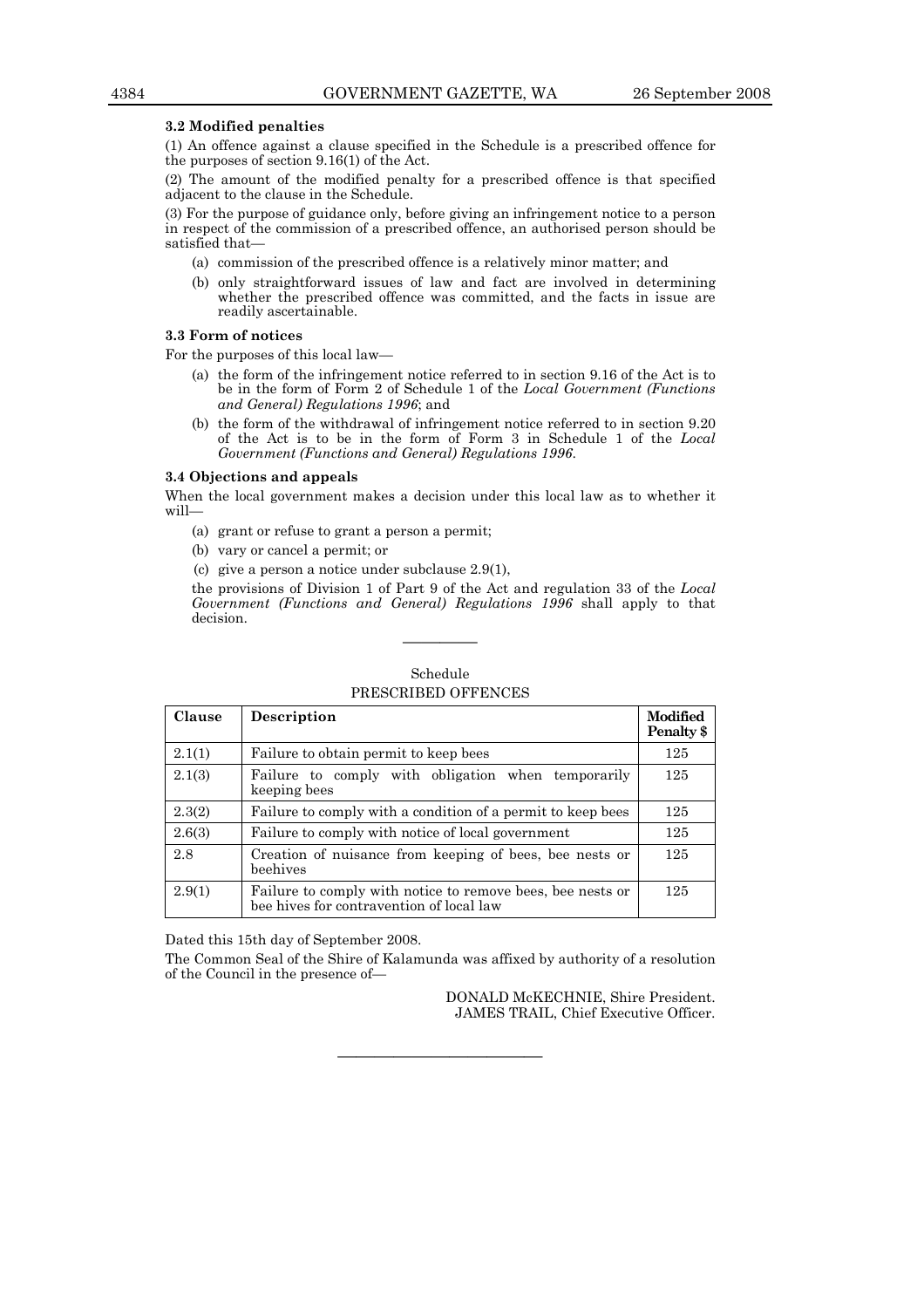### 3.2 Modified penalties

(1) An offence against a clause specified in the Schedule is a prescribed offence for the purposes of section 9.16(1) of the Act.

(2) The amount of the modified penalty for a prescribed offence is that specified adjacent to the clause in the Schedule.

(3) For the purpose of guidance only, before giving an infringement notice to a person in respect of the commission of a prescribed offence, an authorised person should be satisfied that—

- (a) commission of the prescribed offence is a relatively minor matter; and
- (b) only straightforward issues of law and fact are involved in determining whether the prescribed offence was committed, and the facts in issue are readily ascertainable.

### 3.3 Form of notices

For the purposes of this local law—

- (a) the form of the infringement notice referred to in section 9.16 of the Act is to be in the form of Form 2 of Schedule 1 of the *Local Government (Functions and General) Regulations 1996*; and
- (b) the form of the withdrawal of infringement notice referred to in section 9.20 of the Act is to be in the form of Form 3 in Schedule 1 of the *Local Government (Functions and General) Regulations 1996*.

### 3.4 Objections and appeals

When the local government makes a decision under this local law as to whether it will—

- (a) grant or refuse to grant a person a permit;
- (b) vary or cancel a permit; or
- (c) give a person a notice under subclause 2.9(1),

the provisions of Division 1 of Part 9 of the Act and regulation 33 of the *Local Government (Functions and General) Regulations 1996* shall apply to that decision.

---

Schedule

PRESCRIBED OFFENCES

| Clause | Description | Modified Penalty $ |
|---|---|---|
| 2.1(1) | Failure to obtain permit to keep bees | 125 |
| 2.1(3) | Failure to comply with obligation when temporarily keeping bees | 125 |
| 2.3(2) | Failure to comply with a condition of a permit to keep bees | 125 |
| 2.6(3) | Failure to comply with notice of local government | 125 |
| 2.8 | Creation of nuisance from keeping of bees, bee nests or beehives | 125 |
| 2.9(1) | Failure to comply with notice to remove bees, bee nests or bee hives for contravention of local law | 125 |

Dated this 15th day of September 2008.

The Common Seal of the Shire of Kalamunda was affixed by authority of a resolution of the Council in the presence of—

DONALD McKECHNIE, Shire President.
JAMES TRAIL, Chief Executive Officer.

---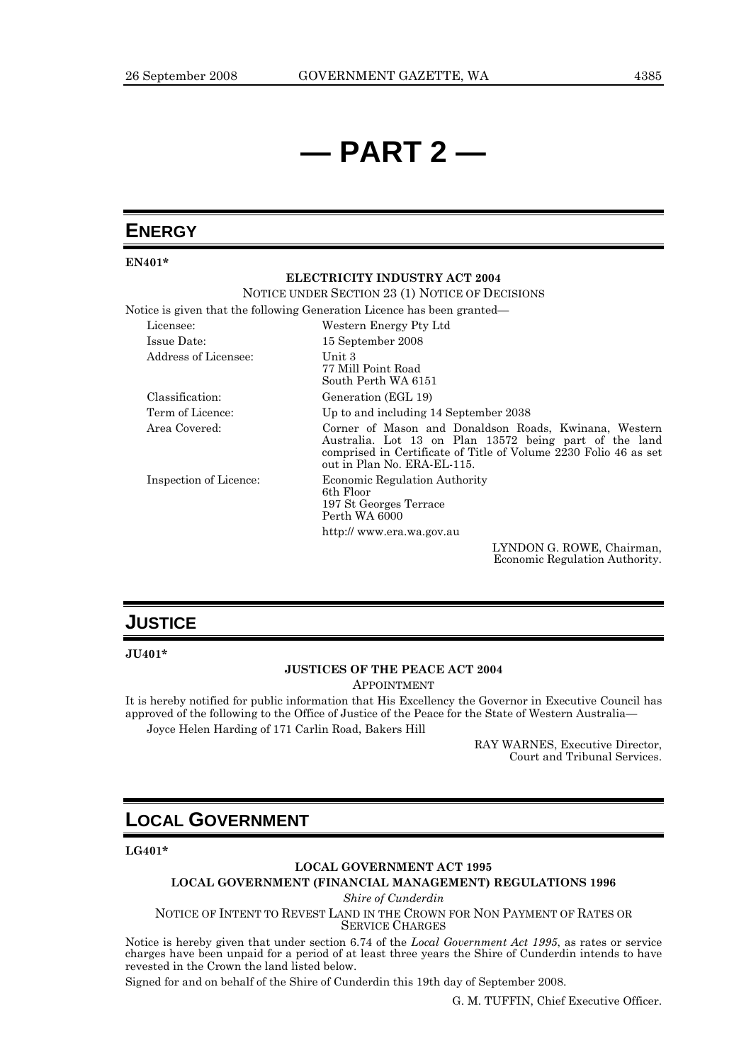# — PART 2 —

## ENERGY

**EN401***

**ELECTRICITY INDUSTRY ACT 2004**

NOTICE UNDER SECTION 23 (1) NOTICE OF DECISIONS

Notice is given that the following Generation Licence has been granted—

| | |
|---|---|
| Licensee: | Western Energy Pty Ltd |
| Issue Date: | 15 September 2008 |
| Address of Licensee: | Unit 3<br>77 Mill Point Road<br>South Perth WA 6151 |
| Classification: | Generation (EGL 19) |
| Term of Licence: | Up to and including 14 September 2038 |
| Area Covered: | Corner of Mason and Donaldson Roads, Kwinana, Western Australia. Lot 13 on Plan 13572 being part of the land comprised in Certificate of Title of Volume 2230 Folio 46 as set out in Plan No. ERA-EL-115. |
| Inspection of Licence: | Economic Regulation Authority<br>6th Floor<br>197 St Georges Terrace<br>Perth WA 6000<br>http:// www.era.wa.gov.au |

LYNDON G. ROWE, Chairman,
Economic Regulation Authority.

## JUSTICE

**JU401***

**JUSTICES OF THE PEACE ACT 2004**

APPOINTMENT

It is hereby notified for public information that His Excellency the Governor in Executive Council has approved of the following to the Office of Justice of the Peace for the State of Western Australia—

Joyce Helen Harding of 171 Carlin Road, Bakers Hill

RAY WARNES, Executive Director,
Court and Tribunal Services.

## LOCAL GOVERNMENT

**LG401***

**LOCAL GOVERNMENT ACT 1995**

**LOCAL GOVERNMENT (FINANCIAL MANAGEMENT) REGULATIONS 1996**

*Shire of Cunderdin*

NOTICE OF INTENT TO REVEST LAND IN THE CROWN FOR NON PAYMENT OF RATES OR SERVICE CHARGES

Notice is hereby given that under section 6.74 of the *Local Government Act 1995*, as rates or service charges have been unpaid for a period of at least three years the Shire of Cunderdin intends to have revested in the Crown the land listed below.

Signed for and on behalf of the Shire of Cunderdin this 19th day of September 2008.

G. M. TUFFIN, Chief Executive Officer.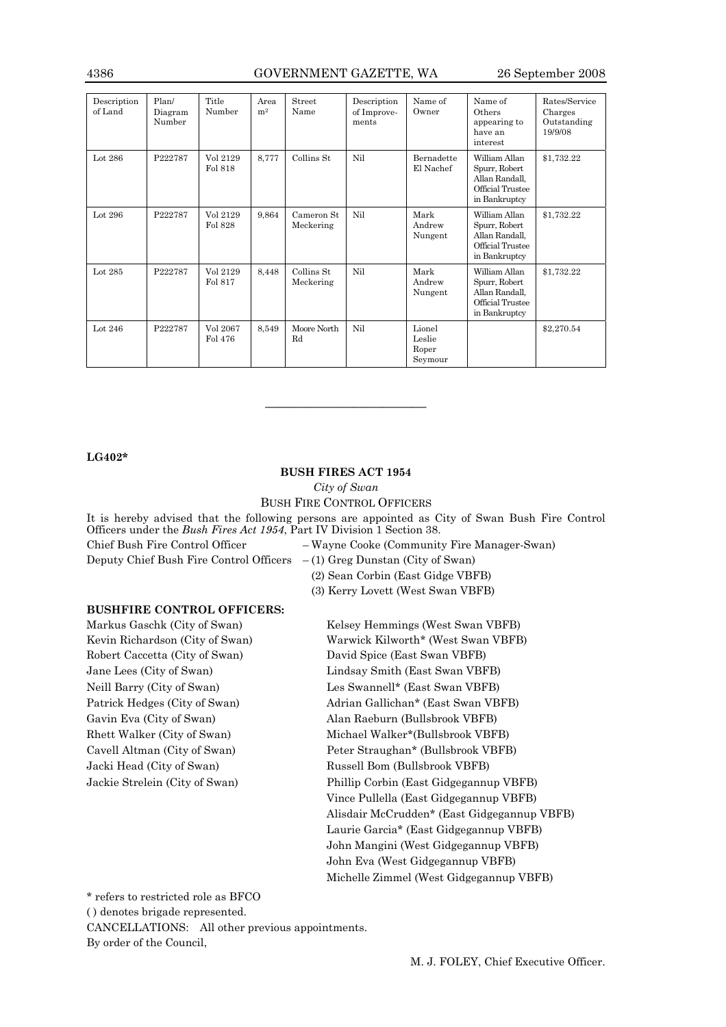| Description of Land | Plan/ Diagram Number | Title Number | Area m² | Street Name | Description of Improve-ments | Name of Owner | Name of Others appearing to have an interest | Rates/Service Charges Outstanding 19/9/08 |
|---|---|---|---|---|---|---|---|---|
| Lot 286 | P222787 | Vol 2129 Fol 818 | 8,777 | Collins St | Nil | Bernadette El Nachef | William Allan Spurr, Robert Allan Randall, Official Trustee in Bankruptcy | $1,732.22 |
| Lot 296 | P222787 | Vol 2129 Fol 828 | 9,864 | Cameron St Meckering | Nil | Mark Andrew Nungent | William Allan Spurr, Robert Allan Randall, Official Trustee in Bankruptcy | $1,732.22 |
| Lot 285 | P222787 | Vol 2129 Fol 817 | 8,448 | Collins St Meckering | Nil | Mark Andrew Nungent | William Allan Spurr, Robert Allan Randall, Official Trustee in Bankruptcy | $1,732.22 |
| Lot 246 | P222787 | Vol 2067 Fol 476 | 8,549 | Moore North Rd | Nil | Lionel Leslie Roper Seymour | | $2,270.54 |

---

**LG402***

**BUSH FIRES ACT 1954**

*City of Swan*

BUSH FIRE CONTROL OFFICERS

It is hereby advised that the following persons are appointed as City of Swan Bush Fire Control Officers under the *Bush Fires Act 1954*, Part IV Division 1 Section 38.

Chief Bush Fire Control Officer – Wayne Cooke (Community Fire Manager-Swan)

Deputy Chief Bush Fire Control Officers – (1) Greg Dunstan (City of Swan)
(2) Sean Corbin (East Gidge VBFB)
(3) Kerry Lovett (West Swan VBFB)

**BUSHFIRE CONTROL OFFICERS:**

Markus Gaschk (City of Swan)
Kevin Richardson (City of Swan)
Robert Caccetta (City of Swan)
Jane Lees (City of Swan)
Neill Barry (City of Swan)
Patrick Hedges (City of Swan)
Gavin Eva (City of Swan)
Rhett Walker (City of Swan)
Cavell Altman (City of Swan)
Jacki Head (City of Swan)
Jackie Strelein (City of Swan)
Kelsey Hemmings (West Swan VBFB)
Warwick Kilworth* (West Swan VBFB)
David Spice (East Swan VBFB)
Lindsay Smith (East Swan VBFB)
Les Swannell* (East Swan VBFB)
Adrian Gallichan* (East Swan VBFB)
Alan Raeburn (Bullsbrook VBFB)
Michael Walker*(Bullsbrook VBFB)
Peter Straughan* (Bullsbrook VBFB)
Russell Bom (Bullsbrook VBFB)
Phillip Corbin (East Gidgegannup VBFB)
Vince Pullella (East Gidgegannup VBFB)
Alisdair McCrudden* (East Gidgegannup VBFB)
Laurie Garcia* (East Gidgegannup VBFB)
John Mangini (West Gidgegannup VBFB)
John Eva (West Gidgegannup VBFB)
Michelle Zimmel (West Gidgegannup VBFB)

\* refers to restricted role as BFCO

( ) denotes brigade represented.

CANCELLATIONS: All other previous appointments.

By order of the Council,

M. J. FOLEY, Chief Executive Officer.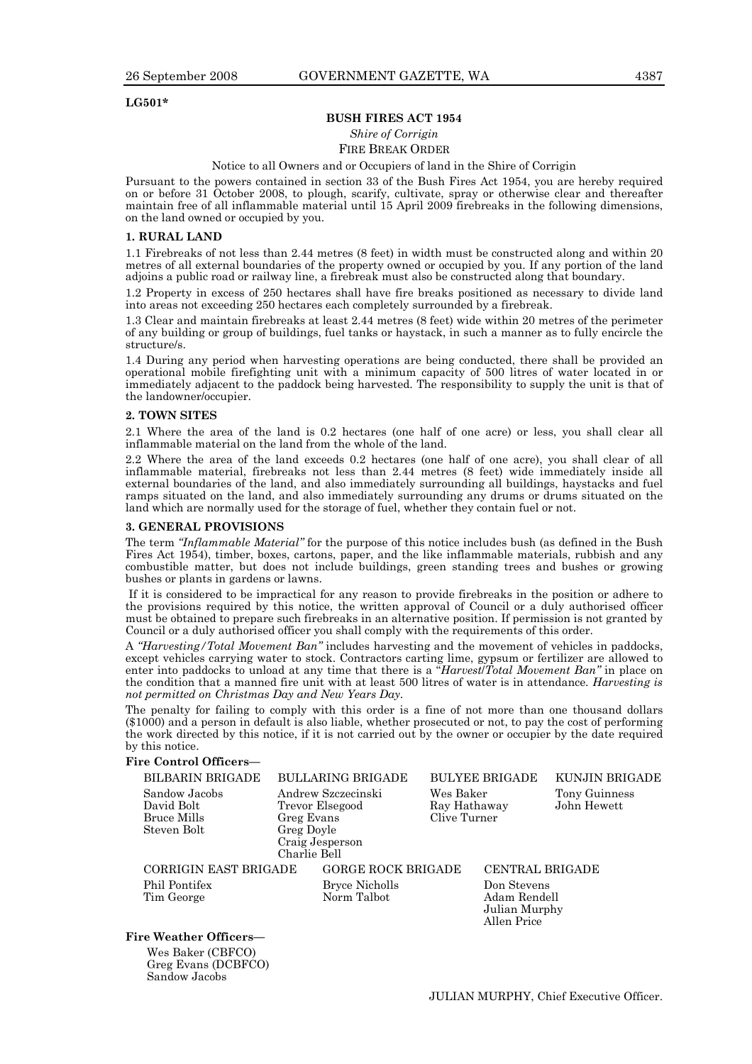**LG501***

## BUSH FIRES ACT 1954

*Shire of Corrigin*

FIRE BREAK ORDER

Notice to all Owners and or Occupiers of land in the Shire of Corrigin

Pursuant to the powers contained in section 33 of the Bush Fires Act 1954, you are hereby required on or before 31 October 2008, to plough, scarify, cultivate, spray or otherwise clear and thereafter maintain free of all inflammable material until 15 April 2009 firebreaks in the following dimensions, on the land owned or occupied by you.

### 1. RURAL LAND

1.1 Firebreaks of not less than 2.44 metres (8 feet) in width must be constructed along and within 20 metres of all external boundaries of the property owned or occupied by you. If any portion of the land adjoins a public road or railway line, a firebreak must also be constructed along that boundary.

1.2 Property in excess of 250 hectares shall have fire breaks positioned as necessary to divide land into areas not exceeding 250 hectares each completely surrounded by a firebreak.

1.3 Clear and maintain firebreaks at least 2.44 metres (8 feet) wide within 20 metres of the perimeter of any building or group of buildings, fuel tanks or haystack, in such a manner as to fully encircle the structure/s.

1.4 During any period when harvesting operations are being conducted, there shall be provided an operational mobile firefighting unit with a minimum capacity of 500 litres of water located in or immediately adjacent to the paddock being harvested. The responsibility to supply the unit is that of the landowner/occupier.

### 2. TOWN SITES

2.1 Where the area of the land is 0.2 hectares (one half of one acre) or less, you shall clear all inflammable material on the land from the whole of the land.

2.2 Where the area of the land exceeds 0.2 hectares (one half of one acre), you shall clear of all inflammable material, firebreaks not less than 2.44 metres (8 feet) wide immediately inside all external boundaries of the land, and also immediately surrounding all buildings, haystacks and fuel ramps situated on the land, and also immediately surrounding any drums or drums situated on the land which are normally used for the storage of fuel, whether they contain fuel or not.

### 3. GENERAL PROVISIONS

The term *"Inflammable Material"* for the purpose of this notice includes bush (as defined in the Bush Fires Act 1954), timber, boxes, cartons, paper, and the like inflammable materials, rubbish and any combustible matter, but does not include buildings, green standing trees and bushes or growing bushes or plants in gardens or lawns.

If it is considered to be impractical for any reason to provide firebreaks in the position or adhere to the provisions required by this notice, the written approval of Council or a duly authorised officer must be obtained to prepare such firebreaks in an alternative position. If permission is not granted by Council or a duly authorised officer you shall comply with the requirements of this order.

A *"Harvesting/Total Movement Ban"* includes harvesting and the movement of vehicles in paddocks, except vehicles carrying water to stock. Contractors carting lime, gypsum or fertilizer are allowed to enter into paddocks to unload at any time that there is a "*Harvest/Total Movement Ban"* in place on the condition that a manned fire unit with at least 500 litres of water is in attendance. *Harvesting is not permitted on Christmas Day and New Years Day.*

The penalty for failing to comply with this order is a fine of not more than one thousand dollars ($1000) and a person in default is also liable, whether prosecuted or not, to pay the cost of performing the work directed by this notice, if it is not carried out by the owner or occupier by the date required by this notice.

**Fire Control Officers—**

BILBARIN BRIGADE
Sandow Jacobs
David Bolt
Bruce Mills
Steven Bolt

BULLARING BRIGADE
Andrew Szczecinski
Trevor Elsegood
Greg Evans
Greg Doyle
Craig Jesperson
Charlie Bell

BULYEE BRIGADE
Wes Baker
Ray Hathaway
Clive Turner

KUNJIN BRIGADE
Tony Guinness
John Hewett

CORRIGIN EAST BRIGADE
Phil Pontifex
Tim George

GORGE ROCK BRIGADE
Bryce Nicholls
Norm Talbot

CENTRAL BRIGADE
Don Stevens
Adam Rendell
Julian Murphy
Allen Price

**Fire Weather Officers—**

Wes Baker (CBFCO)
Greg Evans (DCBFCO)
Sandow Jacobs

JULIAN MURPHY, Chief Executive Officer.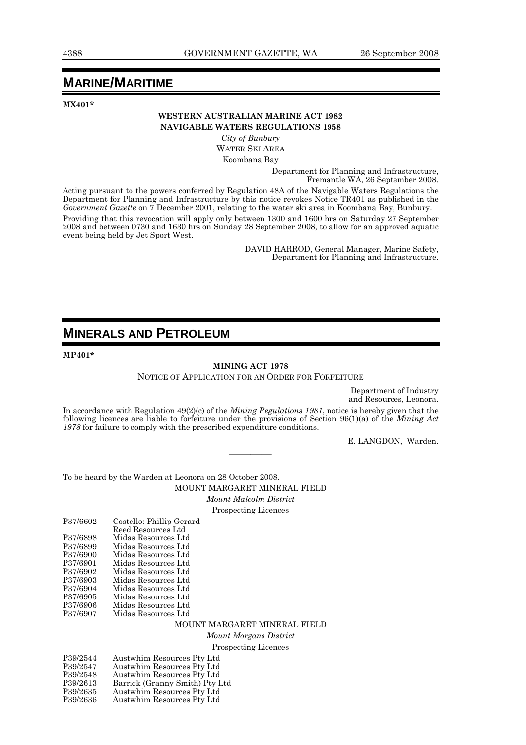## MARINE/MARITIME

**MX401***

**WESTERN AUSTRALIAN MARINE ACT 1982**
**NAVIGABLE WATERS REGULATIONS 1958**

*City of Bunbury*

WATER SKI AREA

Koombana Bay

Department for Planning and Infrastructure,
Fremantle WA, 26 September 2008.

Acting pursuant to the powers conferred by Regulation 48A of the Navigable Waters Regulations the Department for Planning and Infrastructure by this notice revokes Notice TR401 as published in the *Government Gazette* on 7 December 2001, relating to the water ski area in Koombana Bay, Bunbury.

Providing that this revocation will apply only between 1300 and 1600 hrs on Saturday 27 September 2008 and between 0730 and 1630 hrs on Sunday 28 September 2008, to allow for an approved aquatic event being held by Jet Sport West.

DAVID HARROD, General Manager, Marine Safety,
Department for Planning and Infrastructure.

## MINERALS AND PETROLEUM

**MP401***

**MINING ACT 1978**

NOTICE OF APPLICATION FOR AN ORDER FOR FORFEITURE

Department of Industry
and Resources, Leonora.

In accordance with Regulation 49(2)(c) of the *Mining Regulations 1981*, notice is hereby given that the following licences are liable to forfeiture under the provisions of Section 96(1)(a) of the *Mining Act 1978* for failure to comply with the prescribed expenditure conditions.

E. LANGDON, Warden.

---

To be heard by the Warden at Leonora on 28 October 2008.

MOUNT MARGARET MINERAL FIELD

*Mount Malcolm District*

Prospecting Licences

| | |
|---|---|
| P37/6602 | Costello: Phillip Gerard<br>Reed Resources Ltd |
| P37/6898 | Midas Resources Ltd |
| P37/6899 | Midas Resources Ltd |
| P37/6900 | Midas Resources Ltd |
| P37/6901 | Midas Resources Ltd |
| P37/6902 | Midas Resources Ltd |
| P37/6903 | Midas Resources Ltd |
| P37/6904 | Midas Resources Ltd |
| P37/6905 | Midas Resources Ltd |
| P37/6906 | Midas Resources Ltd |
| P37/6907 | Midas Resources Ltd |

MOUNT MARGARET MINERAL FIELD

*Mount Morgans District*

Prospecting Licences

| | |
|---|---|
| P39/2544 | Austwhim Resources Pty Ltd |
| P39/2547 | Austwhim Resources Pty Ltd |
| P39/2548 | Austwhim Resources Pty Ltd |
| P39/2613 | Barrick (Granny Smith) Pty Ltd |
| P39/2635 | Austwhim Resources Pty Ltd |
| P39/2636 | Austwhim Resources Pty Ltd |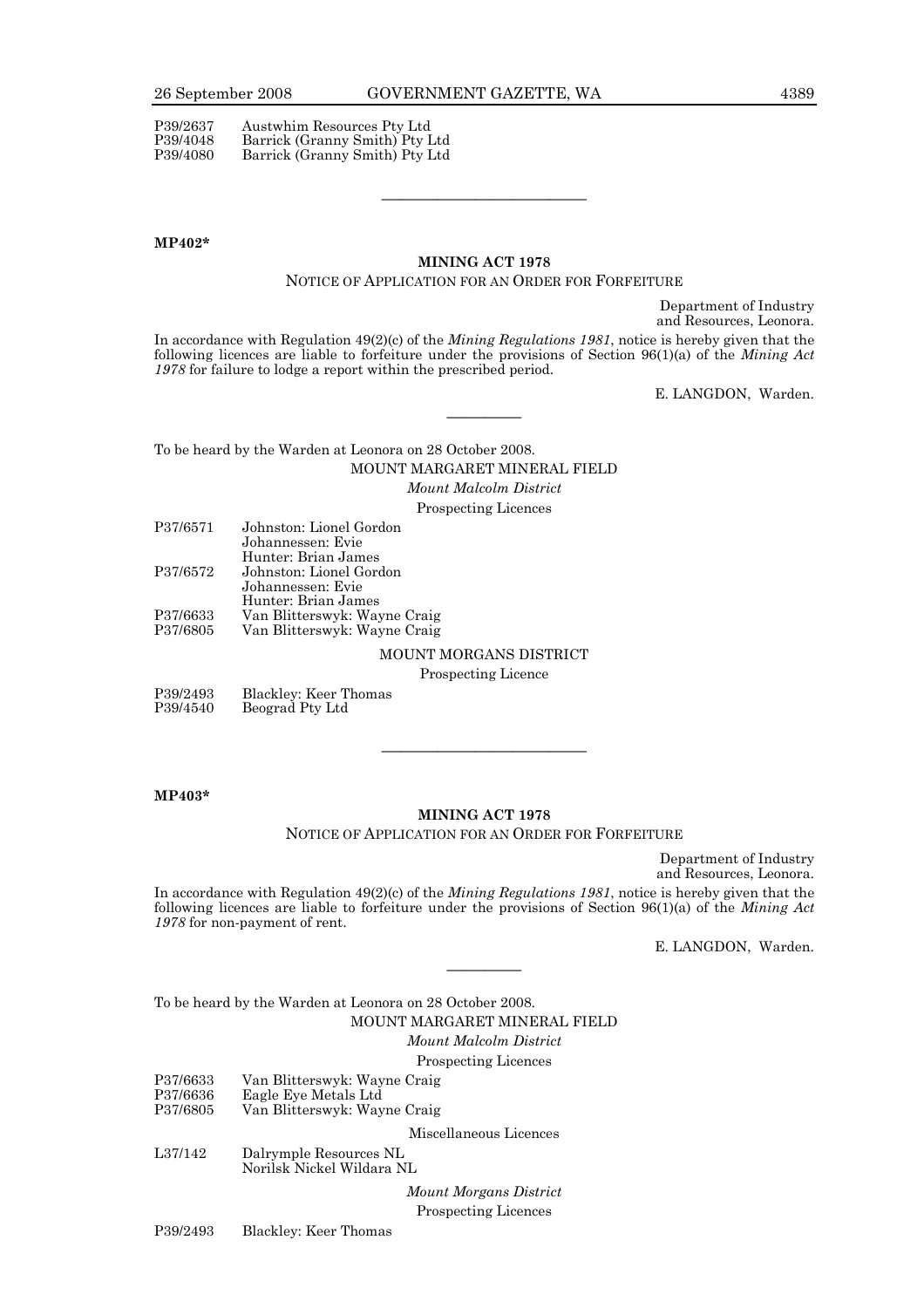| | |
|---|---|
| P39/2637 | Austwhim Resources Pty Ltd |
| P39/4048 | Barrick (Granny Smith) Pty Ltd |
| P39/4080 | Barrick (Granny Smith) Pty Ltd |

---

**MP402***

## MINING ACT 1978

NOTICE OF APPLICATION FOR AN ORDER FOR FORFEITURE

Department of Industry
and Resources, Leonora.

In accordance with Regulation 49(2)(c) of the *Mining Regulations 1981*, notice is hereby given that the following licences are liable to forfeiture under the provisions of Section 96(1)(a) of the *Mining Act 1978* for failure to lodge a report within the prescribed period.

E. LANGDON, Warden.

---

To be heard by the Warden at Leonora on 28 October 2008.

MOUNT MARGARET MINERAL FIELD

*Mount Malcolm District*

Prospecting Licences

| | |
|---|---|
| P37/6571 | Johnston: Lionel Gordon<br>Johannessen: Evie<br>Hunter: Brian James |
| P37/6572 | Johnston: Lionel Gordon<br>Johannessen: Evie<br>Hunter: Brian James |
| P37/6633 | Van Blitterswyk: Wayne Craig |
| P37/6805 | Van Blitterswyk: Wayne Craig |

MOUNT MORGANS DISTRICT

Prospecting Licence

| | |
|---|---|
| P39/2493 | Blackley: Keer Thomas |
| P39/4540 | Beograd Pty Ltd |

---

**MP403***

## MINING ACT 1978

NOTICE OF APPLICATION FOR AN ORDER FOR FORFEITURE

Department of Industry
and Resources, Leonora.

In accordance with Regulation 49(2)(c) of the *Mining Regulations 1981*, notice is hereby given that the following licences are liable to forfeiture under the provisions of Section 96(1)(a) of the *Mining Act 1978* for non-payment of rent.

E. LANGDON, Warden.

---

To be heard by the Warden at Leonora on 28 October 2008.

MOUNT MARGARET MINERAL FIELD

*Mount Malcolm District*

Prospecting Licences

| | |
|---|---|
| P37/6633 | Van Blitterswyk: Wayne Craig |
| P37/6636 | Eagle Eye Metals Ltd |
| P37/6805 | Van Blitterswyk: Wayne Craig |

Miscellaneous Licences

| | |
|---|---|
| L37/142 | Dalrymple Resources NL<br>Norilsk Nickel Wildara NL |

*Mount Morgans District*

Prospecting Licences

| | |
|---|---|
| P39/2493 | Blackley: Keer Thomas |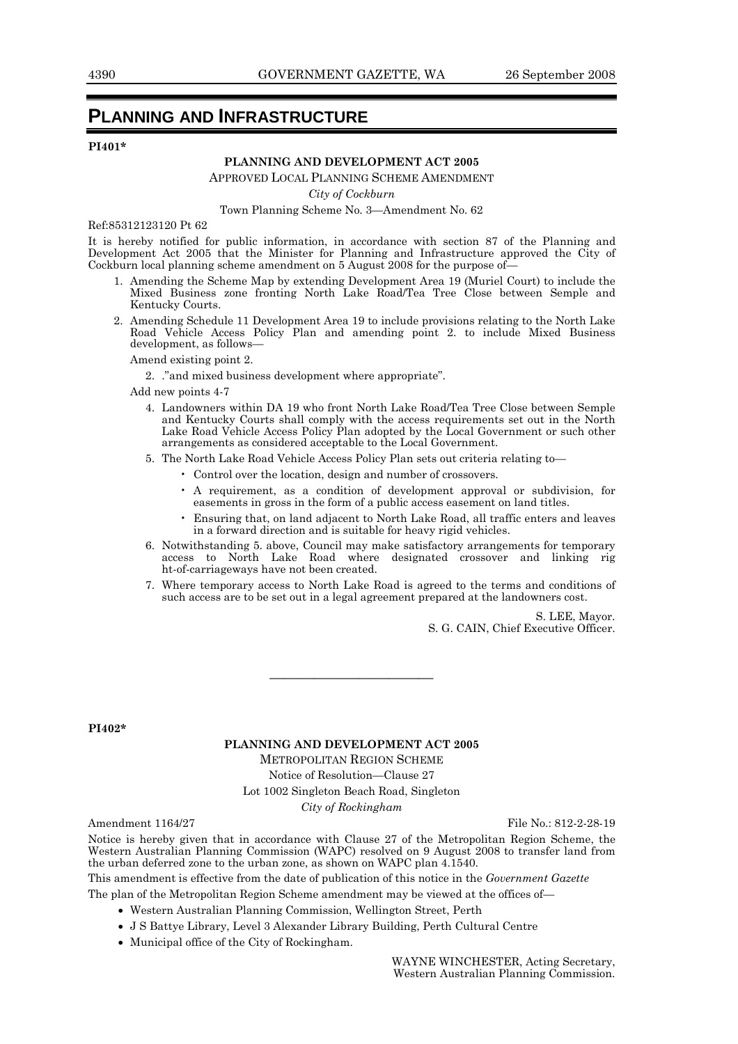# PLANNING AND INFRASTRUCTURE

**PI401***

**PLANNING AND DEVELOPMENT ACT 2005**

APPROVED LOCAL PLANNING SCHEME AMENDMENT

*City of Cockburn*

Town Planning Scheme No. 3—Amendment No. 62

Ref:85312123120 Pt 62

It is hereby notified for public information, in accordance with section 87 of the Planning and Development Act 2005 that the Minister for Planning and Infrastructure approved the City of Cockburn local planning scheme amendment on 5 August 2008 for the purpose of—

1. Amending the Scheme Map by extending Development Area 19 (Muriel Court) to include the Mixed Business zone fronting North Lake Road/Tea Tree Close between Semple and Kentucky Courts.
2. Amending Schedule 11 Development Area 19 to include provisions relating to the North Lake Road Vehicle Access Policy Plan and amending point 2. to include Mixed Business development, as follows—

Amend existing point 2.

2. ."and mixed business development where appropriate".

Add new points 4-7

4. Landowners within DA 19 who front North Lake Road/Tea Tree Close between Semple and Kentucky Courts shall comply with the access requirements set out in the North Lake Road Vehicle Access Policy Plan adopted by the Local Government or such other arrangements as considered acceptable to the Local Government.
5. The North Lake Road Vehicle Access Policy Plan sets out criteria relating to—
   - Control over the location, design and number of crossovers.
   - A requirement, as a condition of development approval or subdivision, for easements in gross in the form of a public access easement on land titles.
   - Ensuring that, on land adjacent to North Lake Road, all traffic enters and leaves in a forward direction and is suitable for heavy rigid vehicles.
6. Notwithstanding 5. above, Council may make satisfactory arrangements for temporary access to North Lake Road where designated crossover and linking rig ht-of-carriageways have not been created.
7. Where temporary access to North Lake Road is agreed to the terms and conditions of such access are to be set out in a legal agreement prepared at the landowners cost.

S. LEE, Mayor.
S. G. CAIN, Chief Executive Officer.

---

**PI402***

**PLANNING AND DEVELOPMENT ACT 2005**

METROPOLITAN REGION SCHEME

Notice of Resolution—Clause 27

Lot 1002 Singleton Beach Road, Singleton

*City of Rockingham*

Amendment 1164/27 File No.: 812-2-28-19

Notice is hereby given that in accordance with Clause 27 of the Metropolitan Region Scheme, the Western Australian Planning Commission (WAPC) resolved on 9 August 2008 to transfer land from the urban deferred zone to the urban zone, as shown on WAPC plan 4.1540.

This amendment is effective from the date of publication of this notice in the *Government Gazette*

The plan of the Metropolitan Region Scheme amendment may be viewed at the offices of—

- Western Australian Planning Commission, Wellington Street, Perth
- J S Battye Library, Level 3 Alexander Library Building, Perth Cultural Centre
- Municipal office of the City of Rockingham.

WAYNE WINCHESTER, Acting Secretary,
Western Australian Planning Commission.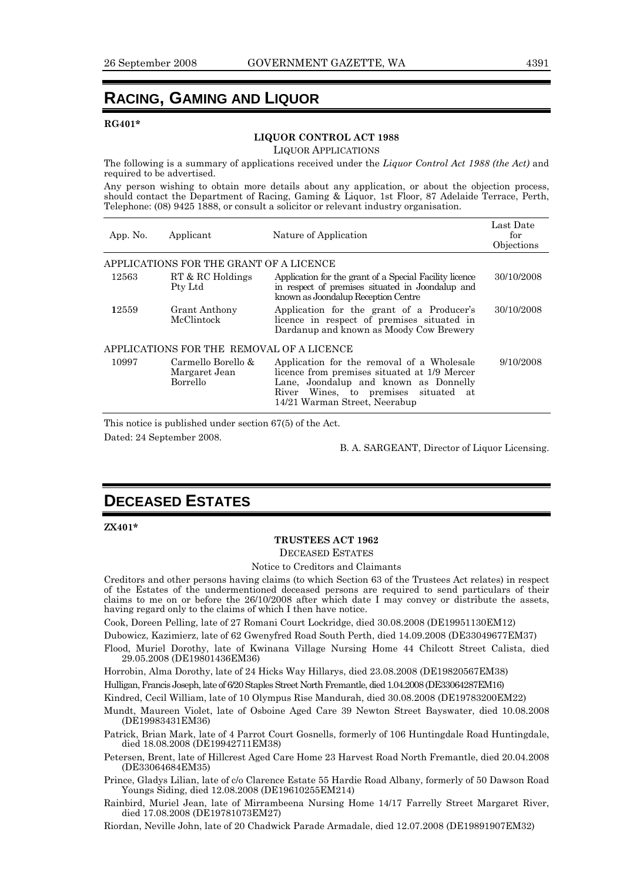# RACING, GAMING AND LIQUOR

**RG401***

**LIQUOR CONTROL ACT 1988**

LIQUOR APPLICATIONS

The following is a summary of applications received under the *Liquor Control Act 1988 (the Act)* and required to be advertised.

Any person wishing to obtain more details about any application, or about the objection process, should contact the Department of Racing, Gaming & Liquor, 1st Floor, 87 Adelaide Terrace, Perth, Telephone: (08) 9425 1888, or consult a solicitor or relevant industry organisation.

| App. No. | Applicant | Nature of Application | Last Date for Objections |
|---|---|---|---|
| APPLICATIONS FOR THE GRANT OF A LICENCE | | | |
| 12563 | RT & RC Holdings Pty Ltd | Application for the grant of a Special Facility licence in respect of premises situated in Joondalup and known as Joondalup Reception Centre | 30/10/2008 |
| 12559 | Grant Anthony McClintock | Application for the grant of a Producer's licence in respect of premises situated in Dardanup and known as Moody Cow Brewery | 30/10/2008 |
| APPLICATIONS FOR THE REMOVAL OF A LICENCE | | | |
| 10997 | Carmello Borello & Margaret Jean Borrello | Application for the removal of a Wholesale licence from premises situated at 1/9 Mercer Lane, Joondalup and known as Donnelly River Wines, to premises situated at 14/21 Warman Street, Neerabup | 9/10/2008 |

This notice is published under section 67(5) of the Act.

Dated: 24 September 2008.

B. A. SARGEANT, Director of Liquor Licensing.

# DECEASED ESTATES

**ZX401***

**TRUSTEES ACT 1962**

DECEASED ESTATES

Notice to Creditors and Claimants

Creditors and other persons having claims (to which Section 63 of the Trustees Act relates) in respect of the Estates of the undermentioned deceased persons are required to send particulars of their claims to me on or before the 26/10/2008 after which date I may convey or distribute the assets, having regard only to the claims of which I then have notice.

Cook, Doreen Pelling, late of 27 Romani Court Lockridge, died 30.08.2008 (DE19951130EM12)

Dubowicz, Kazimierz, late of 62 Gwenyfred Road South Perth, died 14.09.2008 (DE33049677EM37)

Flood, Muriel Dorothy, late of Kwinana Village Nursing Home 44 Chilcott Street Calista, died 29.05.2008 (DE19801436EM36)

Horrobin, Alma Dorothy, late of 24 Hicks Way Hillarys, died 23.08.2008 (DE19820567EM38)

Hulligan, Francis Joseph, late of 6/20 Staples Street North Fremantle, died 1.04.2008 (DE33064287EM16)

Kindred, Cecil William, late of 10 Olympus Rise Mandurah, died 30.08.2008 (DE19783200EM22)

Mundt, Maureen Violet, late of Osboine Aged Care 39 Newton Street Bayswater, died 10.08.2008 (DE19983431EM36)

Patrick, Brian Mark, late of 4 Parrot Court Gosnells, formerly of 106 Huntingdale Road Huntingdale, died 18.08.2008 (DE19942711EM38)

Petersen, Brent, late of Hillcrest Aged Care Home 23 Harvest Road North Fremantle, died 20.04.2008 (DE33064684EM35)

Prince, Gladys Lilian, late of c/o Clarence Estate 55 Hardie Road Albany, formerly of 50 Dawson Road Youngs Siding, died 12.08.2008 (DE19610255EM214)

Rainbird, Muriel Jean, late of Mirrambeena Nursing Home 14/17 Farrelly Street Margaret River, died 17.08.2008 (DE19781073EM27)

Riordan, Neville John, late of 20 Chadwick Parade Armadale, died 12.07.2008 (DE19891907EM32)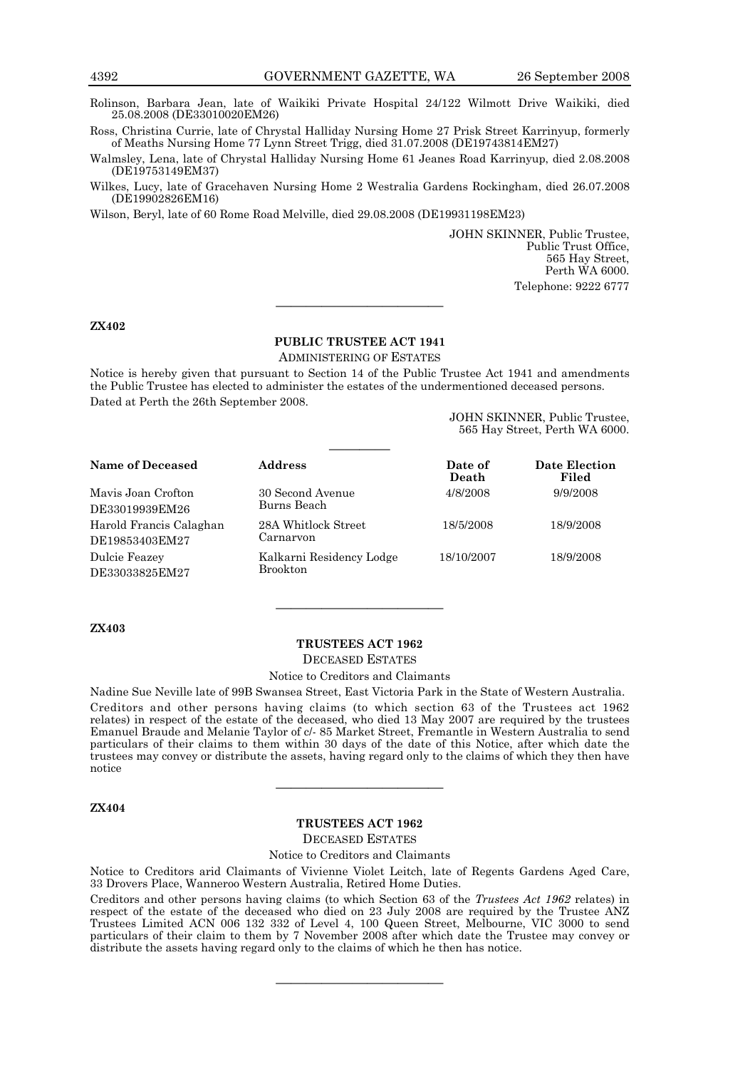Rolinson, Barbara Jean, late of Waikiki Private Hospital 24/122 Wilmott Drive Waikiki, died 25.08.2008 (DE33010020EM26)

Ross, Christina Currie, late of Chrystal Halliday Nursing Home 27 Prisk Street Karrinyup, formerly of Meaths Nursing Home 77 Lynn Street Trigg, died 31.07.2008 (DE19743814EM27)

Walmsley, Lena, late of Chrystal Halliday Nursing Home 61 Jeanes Road Karrinyup, died 2.08.2008 (DE19753149EM37)

Wilkes, Lucy, late of Gracehaven Nursing Home 2 Westralia Gardens Rockingham, died 26.07.2008 (DE19902826EM16)

Wilson, Beryl, late of 60 Rome Road Melville, died 29.08.2008 (DE19931198EM23)

JOHN SKINNER, Public Trustee,
Public Trust Office,
565 Hay Street,
Perth WA 6000.
Telephone: 9222 6777

---

**ZX402**

## PUBLIC TRUSTEE ACT 1941

ADMINISTERING OF ESTATES

Notice is hereby given that pursuant to Section 14 of the Public Trustee Act 1941 and amendments the Public Trustee has elected to administer the estates of the undermentioned deceased persons.

Dated at Perth the 26th September 2008.

JOHN SKINNER, Public Trustee,
565 Hay Street, Perth WA 6000.

| Name of Deceased | Address | Date of Death | Date Election Filed |
|---|---|---|---|
| Mavis Joan Crofton DE33019939EM26 | 30 Second Avenue Burns Beach | 4/8/2008 | 9/9/2008 |
| Harold Francis Calaghan DE19853403EM27 | 28A Whitlock Street Carnarvon | 18/5/2008 | 18/9/2008 |
| Dulcie Feazey DE33033825EM27 | Kalkarni Residency Lodge Brookton | 18/10/2007 | 18/9/2008 |

---

**ZX403**

## TRUSTEES ACT 1962

DECEASED ESTATES

Notice to Creditors and Claimants

Nadine Sue Neville late of 99B Swansea Street, East Victoria Park in the State of Western Australia.

Creditors and other persons having claims (to which section 63 of the Trustees act 1962 relates) in respect of the estate of the deceased, who died 13 May 2007 are required by the trustees Emanuel Braude and Melanie Taylor of c/- 85 Market Street, Fremantle in Western Australia to send particulars of their claims to them within 30 days of the date of this Notice, after which date the trustees may convey or distribute the assets, having regard only to the claims of which they then have notice

---

**ZX404**

## TRUSTEES ACT 1962

DECEASED ESTATES

Notice to Creditors and Claimants

Notice to Creditors arid Claimants of Vivienne Violet Leitch, late of Regents Gardens Aged Care, 33 Drovers Place, Wanneroo Western Australia, Retired Home Duties.

Creditors and other persons having claims (to which Section 63 of the *Trustees Act 1962* relates) in respect of the estate of the deceased who died on 23 July 2008 are required by the Trustee ANZ Trustees Limited ACN 006 132 332 of Level 4, 100 Queen Street, Melbourne, VIC 3000 to send particulars of their claim to them by 7 November 2008 after which date the Trustee may convey or distribute the assets having regard only to the claims of which he then has notice.

---